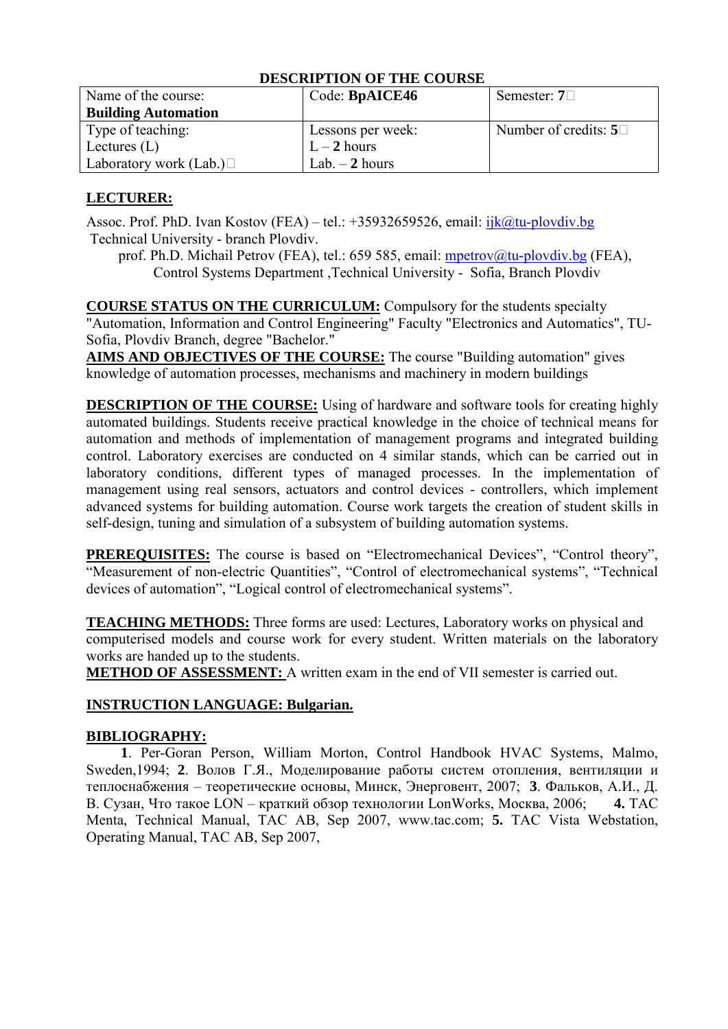## DESCRIPTION OF THE COURSE

| Name of the course: **Building Automation** | Code: **BpAICE46** | Semester: **7** |
|---|---|---|
| Type of teaching: Lectures (L) Laboratory work (Lab.) | Lessons per week: L – **2** hours Lab. – **2** hours | Number of credits: **5** |

**LECTURER:**

Assoc. Prof. PhD. Ivan Kostov (FEA) – tel.: +35932659526, email: ijk@tu-plovdiv.bg Technical University - branch Plovdiv.

prof. Ph.D. Michail Petrov (FEA), tel.: 659 585, email: mpetrov@tu-plovdiv.bg (FEA), Control Systems Department ,Technical University - Sofia, Branch Plovdiv

**COURSE STATUS ON THE CURRICULUM:** Compulsory for the students specialty "Automation, Information and Control Engineering" Faculty "Electronics and Automatics", TU-Sofia, Plovdiv Branch, degree "Bachelor."

**AIMS AND OBJECTIVES OF THE COURSE:** The course "Building automation" gives knowledge of automation processes, mechanisms and machinery in modern buildings

**DESCRIPTION OF THE COURSE:** Using of hardware and software tools for creating highly automated buildings. Students receive practical knowledge in the choice of technical means for automation and methods of implementation of management programs and integrated building control. Laboratory exercises are conducted on 4 similar stands, which can be carried out in laboratory conditions, different types of managed processes. In the implementation of management using real sensors, actuators and control devices - controllers, which implement advanced systems for building automation. Course work targets the creation of student skills in self-design, tuning and simulation of a subsystem of building automation systems.

**PREREQUISITES:** The course is based on "Electromechanical Devices", "Control theory", "Measurement of non-electric Quantities", "Control of electromechanical systems", "Technical devices of automation", "Logical control of electromechanical systems".

**TEACHING METHODS:** Three forms are used: Lectures, Laboratory works on physical and computerised models and course work for every student. Written materials on the laboratory works are handed up to the students.

**METHOD OF ASSESSMENT:** A written exam in the end of VII semester is carried out.

**INSTRUCTION LANGUAGE: Bulgarian.**

**BIBLIOGRAPHY:**

**1**. Per-Goran Person, William Morton, Control Handbook HVAC Systems, Malmo, Sweden,1994; **2**. Волов Г.Я., Моделирование работы систем отопления, вентиляции и теплоснабжения – теоретические основы, Минск, Энерговент, 2007; **3**. Фальков, А.И., Д. В. Сузан, Что такое LON – краткий обзор технологии LonWorks, Москва, 2006; **4.** TAC Menta, Technical Manual, TAC AB, Sep 2007, www.tac.com; **5.** TAC Vista Webstation, Operating Manual, TAC AB, Sep 2007,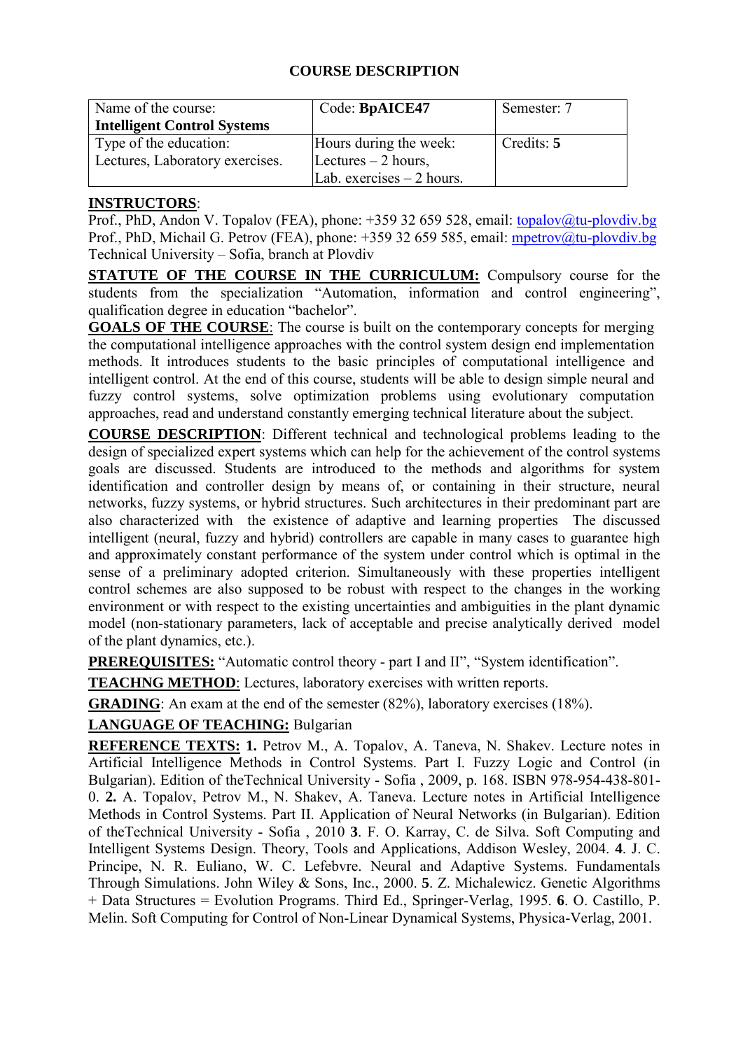## COURSE DESCRIPTION

| Name of the course:<br>**Intelligent Control Systems** | Code: **BpAICE47** | Semester: 7 |
|---|---|---|
| Type of the education:<br>Lectures, Laboratory exercises. | Hours during the week:<br>Lectures – 2 hours,<br>Lab. exercises – 2 hours. | Credits: **5** |

**INSTRUCTORS**:
Prof., PhD, Andon V. Topalov (FEA), phone: +359 32 659 528, email: topalov@tu-plovdiv.bg
Prof., PhD, Michail G. Petrov (FEA), phone: +359 32 659 585, email: mpetrov@tu-plovdiv.bg
Technical University – Sofia, branch at Plovdiv

**STATUTE OF THE COURSE IN THE CURRICULUM:** Compulsory course for the students from the specialization "Automation, information and control engineering", qualification degree in education "bachelor".

**GOALS OF THE COURSE**: The course is built on the contemporary concepts for merging the computational intelligence approaches with the control system design end implementation methods. It introduces students to the basic principles of computational intelligence and intelligent control. At the end of this course, students will be able to design simple neural and fuzzy control systems, solve optimization problems using evolutionary computation approaches, read and understand constantly emerging technical literature about the subject.

**COURSE DESCRIPTION**: Different technical and technological problems leading to the design of specialized expert systems which can help for the achievement of the control systems goals are discussed. Students are introduced to the methods and algorithms for system identification and controller design by means of, or containing in their structure, neural networks, fuzzy systems, or hybrid structures. Such architectures in their predominant part are also characterized with the existence of adaptive and learning properties The discussed intelligent (neural, fuzzy and hybrid) controllers are capable in many cases to guarantee high and approximately constant performance of the system under control which is optimal in the sense of a preliminary adopted criterion. Simultaneously with these properties intelligent control schemes are also supposed to be robust with respect to the changes in the working environment or with respect to the existing uncertainties and ambiguities in the plant dynamic model (non-stationary parameters, lack of acceptable and precise analytically derived model of the plant dynamics, etc.).

**PREREQUISITES:** "Automatic control theory - part I and II", "System identification".

**TEACHNG METHOD**: Lectures, laboratory exercises with written reports.

**GRADING**: An exam at the end of the semester (82%), laboratory exercises (18%).

**LANGUAGE OF TEACHING:** Bulgarian

**REFERENCE TEXTS:** **1.** Petrov M., A. Topalov, A. Taneva, N. Shakev. Lecture notes in Artificial Intelligence Methods in Control Systems. Part I. Fuzzy Logic and Control (in Bulgarian). Edition of theTechnical University - Sofia , 2009, p. 168. ISBN 978-954-438-801-0. **2.** A. Topalov, Petrov M., N. Shakev, A. Taneva. Lecture notes in Artificial Intelligence Methods in Control Systems. Part II. Application of Neural Networks (in Bulgarian). Edition of theTechnical University - Sofia , 2010 **3**. F. O. Karray, C. de Silva. Soft Computing and Intelligent Systems Design. Theory, Tools and Applications, Addison Wesley, 2004. **4**. J. C. Principe, N. R. Euliano, W. C. Lefebvre. Neural and Adaptive Systems. Fundamentals Through Simulations. John Wiley & Sons, Inc., 2000. **5**. Z. Michalewicz. Genetic Algorithms + Data Structures = Evolution Programs. Third Ed., Springer-Verlag, 1995. **6**. O. Castillo, P. Melin. Soft Computing for Control of Non-Linear Dynamical Systems, Physica-Verlag, 2001.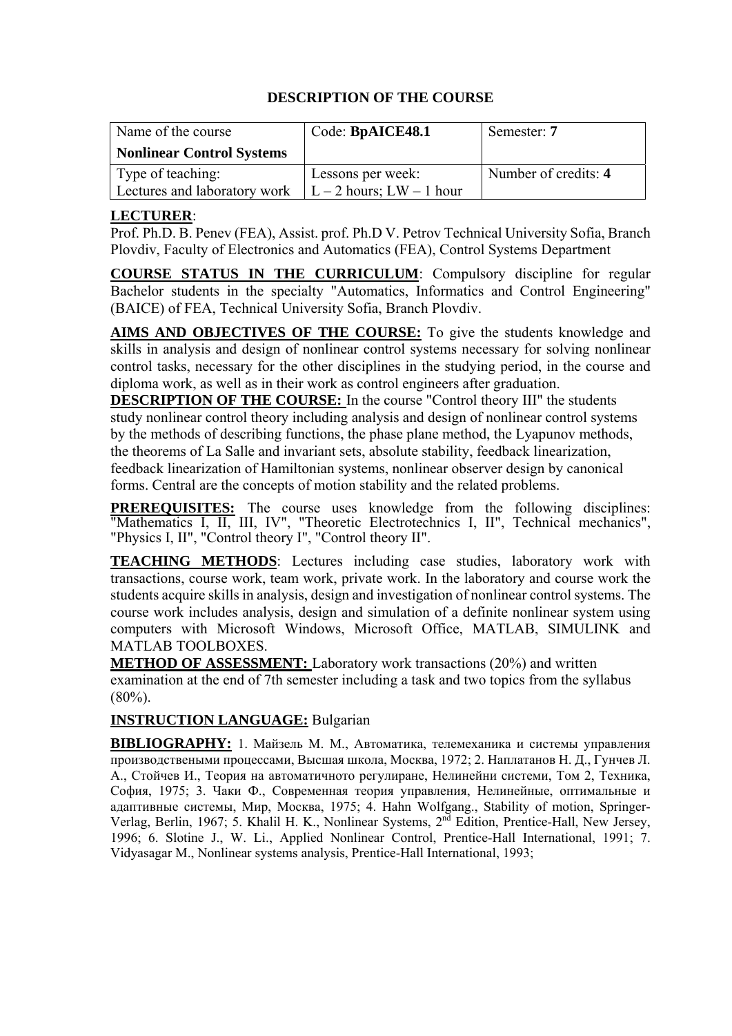## DESCRIPTION OF THE COURSE

| Name of the course **Nonlinear Control Systems** | Code: **BpAICE48.1** | Semester: **7** |
|---|---|---|
| Type of teaching: Lectures and laboratory work | Lessons per week: L – 2 hours; LW – 1 hour | Number of credits: **4** |

**LECTURER**:
Prof. Ph.D. B. Penev (FEA), Assist. prof. Ph.D V. Petrov Technical University Sofia, Branch Plovdiv, Faculty of Electronics and Automatics (FEA), Control Systems Department

**COURSE STATUS IN THE CURRICULUM**: Compulsory discipline for regular Bachelor students in the specialty "Automatics, Informatics and Control Engineering" (BAICE) of FEA, Technical University Sofia, Branch Plovdiv.

**AIMS AND OBJECTIVES OF THE COURSE:** To give the students knowledge and skills in analysis and design of nonlinear control systems necessary for solving nonlinear control tasks, necessary for the other disciplines in the studying period, in the course and diploma work, as well as in their work as control engineers after graduation.

**DESCRIPTION OF THE COURSE:** In the course "Control theory III" the students study nonlinear control theory including analysis and design of nonlinear control systems by the methods of describing functions, the phase plane method, the Lyapunov methods, the theorems of La Salle and invariant sets, absolute stability, feedback linearization, feedback linearization of Hamiltonian systems, nonlinear observer design by canonical forms. Central are the concepts of motion stability and the related problems.

**PREREQUISITES:** The course uses knowledge from the following disciplines: "Mathematics I, II, III, IV", "Theoretic Electrotechnics I, II", Technical mechanics", "Physics I, II", "Control theory I", "Control theory II".

**TEACHING METHODS**: Lectures including case studies, laboratory work with transactions, course work, team work, private work. In the laboratory and course work the students acquire skills in analysis, design and investigation of nonlinear control systems. The course work includes analysis, design and simulation of a definite nonlinear system using computers with Microsoft Windows, Microsoft Office, MATLAB, SIMULINK and MATLAB TOOLBOXES.

**METHOD OF ASSESSMENT:** Laboratory work transactions (20%) and written examination at the end of 7th semester including a task and two topics from the syllabus (80%).

**INSTRUCTION LANGUAGE:** Bulgarian

**BIBLIOGRAPHY:** 1. Майзель М. М., Автоматика, телемеханика и системы управления производственными процессами, Высшая школа, Москва, 1972; 2. Наплатанов Н. Д., Гунчев Л. А., Стойчев И., Теория на автоматичното регулиране, Нелинейни системи, Том 2, Техника, София, 1975; 3. Чаки Ф., Современная теория управления, Нелинейные, оптимальные и адаптивные системы, Мир, Москва, 1975; 4. Hahn Wolfgang., Stability of motion, Springer-Verlag, Berlin, 1967; 5. Khalil H. K., Nonlinear Systems, 2nd Edition, Prentice-Hall, New Jersey, 1996; 6. Slotine J., W. Li., Applied Nonlinear Control, Prentice-Hall International, 1991; 7. Vidyasagar M., Nonlinear systems analysis, Prentice-Hall International, 1993;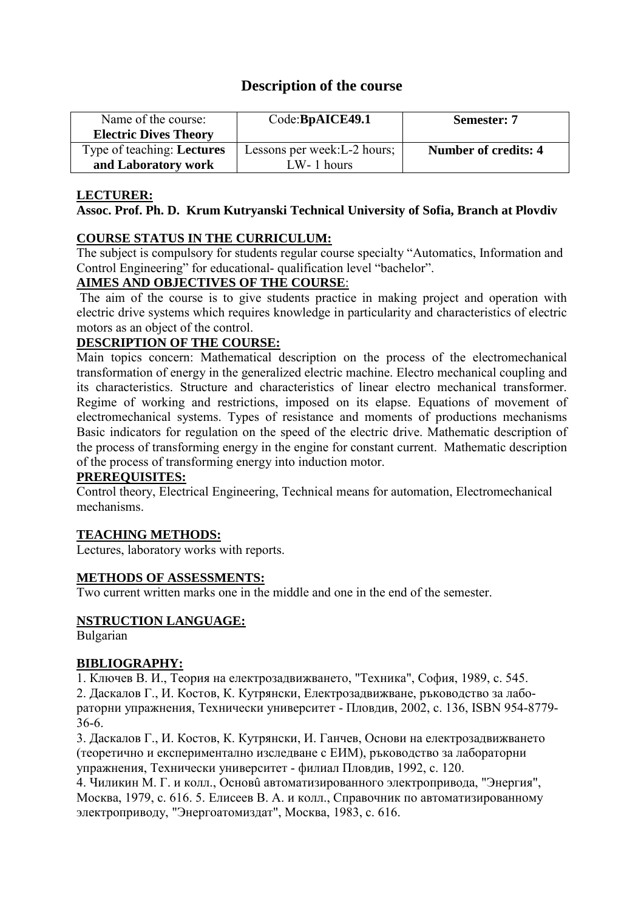# Description of the course

| Name of the course: **Electric Dives Theory** | Code:**BpAICE49.1** | **Semester: 7** |
|---|---|---|
| Type of teaching: **Lectures and Laboratory work** | Lessons per week:L-2 hours; LW- 1 hours | **Number of credits: 4** |

**LECTURER:**

**Assoc. Prof. Ph. D. Krum Kutryanski Technical University of Sofia, Branch at Plovdiv**

**COURSE STATUS IN THE CURRICULUM:**

The subject is compulsory for students regular course specialty "Automatics, Information and Control Engineering" for educational- qualification level "bachelor".

**AIMES AND OBJECTIVES OF THE COURSE**:

The aim of the course is to give students practice in making project and operation with electric drive systems which requires knowledge in particularity and characteristics of electric motors as an object of the control.

**DESCRIPTION OF THE COURSE:**

Main topics concern: Mathematical description on the process of the electromechanical transformation of energy in the generalized electric machine. Electro mechanical coupling and its characteristics. Structure and characteristics of linear electro mechanical transformer. Regime of working and restrictions, imposed on its elapse. Equations of movement of electromechanical systems. Types of resistance and moments of productions mechanisms Basic indicators for regulation on the speed of the electric drive. Mathematic description of the process of transforming energy in the engine for constant current. Mathematic description of the process of transforming energy into induction motor.

**PREREQUISITES:**

Control theory, Electrical Engineering, Technical means for automation, Electromechanical mechanisms.

**TEACHING METHODS:**

Lectures, laboratory works with reports.

**METHODS OF ASSESSMENTS:**

Two current written marks one in the middle and one in the end of the semester.

**NSTRUCTION LANGUAGE:**

Bulgarian

**BIBLIOGRAPHY:**

1. Ключев В. И., Теория на електрозадвижването, "Техника", София, 1989, с. 545.
2. Даскалов Г., И. Костов, К. Кутрянски, Електрозадвижване, ръководство за лабораторни упражнения, Технически университет - Пловдив, 2002, с. 136, ISBN 954-8779-36-6.
3. Даскалов Г., И. Костов, К. Кутрянски, И. Ганчев, Основи на електрозадвижването (теоретично и експериментално изследване с ЕИМ), ръководство за лабораторни упражнения, Технически университет - филиал Пловдив, 1992, с. 120.
4. Чиликин М. Г. и колл., Основû автоматизированного электропривода, "Энергия", Москва, 1979, с. 616. 5. Елисеев В. А. и колл., Справочник по автоматизированному электроприводу, "Энергоатомиздат", Москва, 1983, с. 616.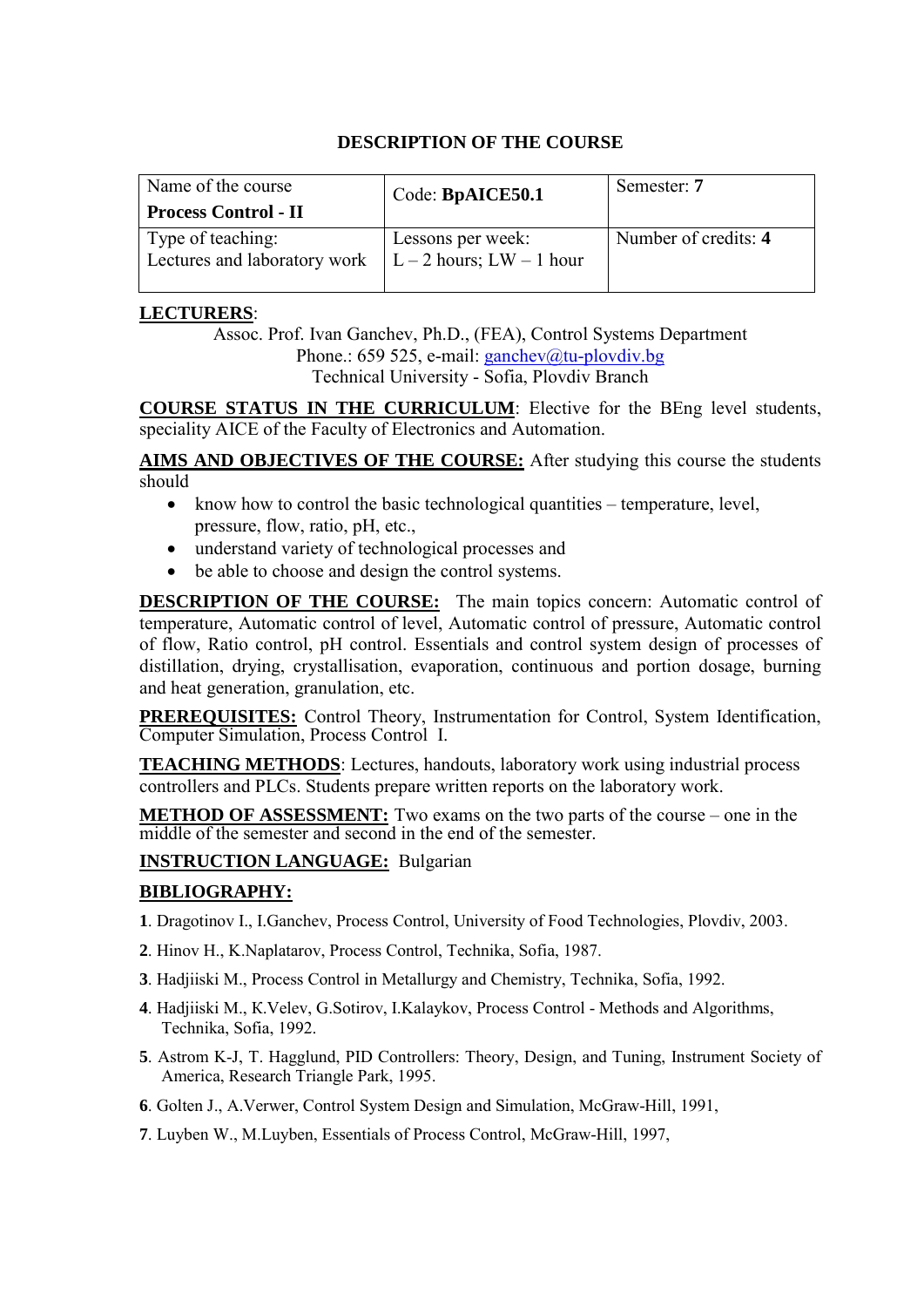## DESCRIPTION OF THE COURSE

| Name of the course **Process Control - II** | Code: **BpAICE50.1** | Semester: **7** |
|---|---|---|
| Type of teaching: Lectures and laboratory work | Lessons per week: L – 2 hours; LW – 1 hour | Number of credits: **4** |

**LECTURERS**:

Assoc. Prof. Ivan Ganchev, Ph.D., (FEA), Control Systems Department
Phone.: 659 525, e-mail: ganchev@tu-plovdiv.bg
Technical University - Sofia, Plovdiv Branch

**COURSE STATUS IN THE CURRICULUM**: Elective for the BEng level students, speciality AICE of the Faculty of Electronics and Automation.

**AIMS AND OBJECTIVES OF THE COURSE:** After studying this course the students should

- know how to control the basic technological quantities – temperature, level, pressure, flow, ratio, pH, etc.,
- understand variety of technological processes and
- be able to choose and design the control systems.

**DESCRIPTION OF THE COURSE:** The main topics concern: Automatic control of temperature, Automatic control of level, Automatic control of pressure, Automatic control of flow, Ratio control, pH control. Essentials and control system design of processes of distillation, drying, crystallisation, evaporation, continuous and portion dosage, burning and heat generation, granulation, etc.

**PREREQUISITES:** Control Theory, Instrumentation for Control, System Identification, Computer Simulation, Process Control I.

**TEACHING METHODS**: Lectures, handouts, laboratory work using industrial process controllers and PLCs. Students prepare written reports on the laboratory work.

**METHOD OF ASSESSMENT:** Two exams on the two parts of the course – one in the middle of the semester and second in the end of the semester.

**INSTRUCTION LANGUAGE:** Bulgarian

**BIBLIOGRAPHY:**

**1**. Dragotinov I., I.Ganchev, Process Control, University of Food Technologies, Plovdiv, 2003.

**2**. Hinov H., K.Naplatarov, Process Control, Technika, Sofia, 1987.

**3**. Hadjiiski M., Process Control in Metallurgy and Chemistry, Technika, Sofia, 1992.

**4**. Hadjiiski M., K.Velev, G.Sotirov, I.Kalaykov, Process Control - Methods and Algorithms, Technika, Sofia, 1992.

**5**. Astrom K-J, T. Hagglund, PID Controllers: Theory, Design, and Tuning, Instrument Society of America, Research Triangle Park, 1995.

**6**. Golten J., A.Verwer, Control System Design and Simulation, McGraw-Hill, 1991,

**7**. Luyben W., M.Luyben, Essentials of Process Control, McGraw-Hill, 1997,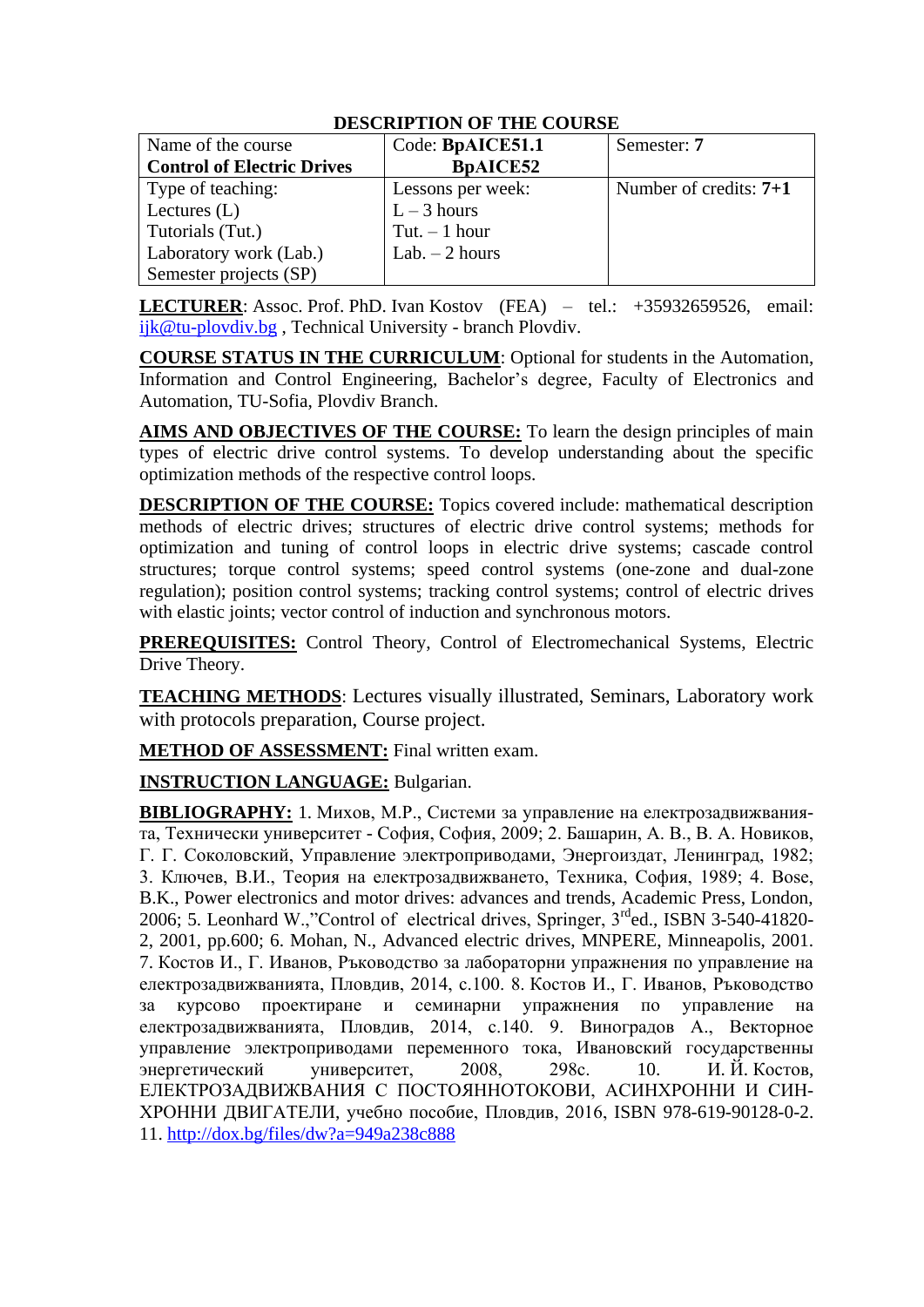**DESCRIPTION OF THE COURSE**

| Name of the course<br>**Control of Electric Drives** | Code: **BpAICE51.1**<br>**BpAICE52** | Semester: **7** |
|---|---|---|
| Type of teaching:<br>Lectures (L)<br>Tutorials (Tut.)<br>Laboratory work (Lab.)<br>Semester projects (SP) | Lessons per week:<br>L – 3 hours<br>Tut. – 1 hour<br>Lab. – 2 hours | Number of credits: **7+1** |

**LECTURER**: Assoc. Prof. PhD. Ivan Kostov (FEA) – tel.: +35932659526, email: ijk@tu-plovdiv.bg , Technical University - branch Plovdiv.

**COURSE STATUS IN THE CURRICULUM**: Optional for students in the Automation, Information and Control Engineering, Bachelor's degree, Faculty of Electronics and Automation, TU-Sofia, Plovdiv Branch.

**AIMS AND OBJECTIVES OF THE COURSE:** To learn the design principles of main types of electric drive control systems. To develop understanding about the specific optimization methods of the respective control loops.

**DESCRIPTION OF THE COURSE:** Topics covered include: mathematical description methods of electric drives; structures of electric drive control systems; methods for optimization and tuning of control loops in electric drive systems; cascade control structures; torque control systems; speed control systems (one-zone and dual-zone regulation); position control systems; tracking control systems; control of electric drives with elastic joints; vector control of induction and synchronous motors.

**PREREQUISITES:** Control Theory, Control of Electromechanical Systems, Electric Drive Theory.

**TEACHING METHODS**: Lectures visually illustrated, Seminars, Laboratory work with protocols preparation, Course project.

**METHOD OF ASSESSMENT:** Final written exam.

**INSTRUCTION LANGUAGE:** Bulgarian.

**BIBLIOGRAPHY:** 1. Михов, М.Р., Системи за управление на електрозадвижванията, Технически университет - София, София, 2009; 2. Башарин, А. В., В. А. Новиков, Г. Г. Соколовский, Управление электроприводами, Энергоиздат, Ленинград, 1982; 3. Ключев, В.И., Теория на електрозадвижването, Техника, София, 1989; 4. Bose, B.K., Power electronics and motor drives: advances and trends, Academic Press, London, 2006; 5. Leonhard W.,"Control of electrical drives, Springer, 3rd ed., ISBN 3-540-41820-2, 2001, pp.600; 6. Mohan, N., Advanced electric drives, MNPERE, Minneapolis, 2001. 7. Костов И., Г. Иванов, Ръководство за лабораторни упражнения по управление на електрозадвижванията, Пловдив, 2014, с.100. 8. Костов И., Г. Иванов, Ръководство за курсово проектиране и семинарни упражнения по управление на електрозадвижванията, Пловдив, 2014, с.140. 9. Виноградов А., Векторное управление электроприводами переменного тока, Ивановский государственны энергетический университет, 2008, 298с. 10. И. Й. Костов, ЕЛЕКТРОЗАДВИЖВАНИЯ С ПОСТОЯННОТОКОВИ, АСИНХРОННИ И СИНХРОННИ ДВИГАТЕЛИ, учебно пособие, Пловдив, 2016, ISBN 978-619-90128-0-2. 11. http://dox.bg/files/dw?a=949a238c888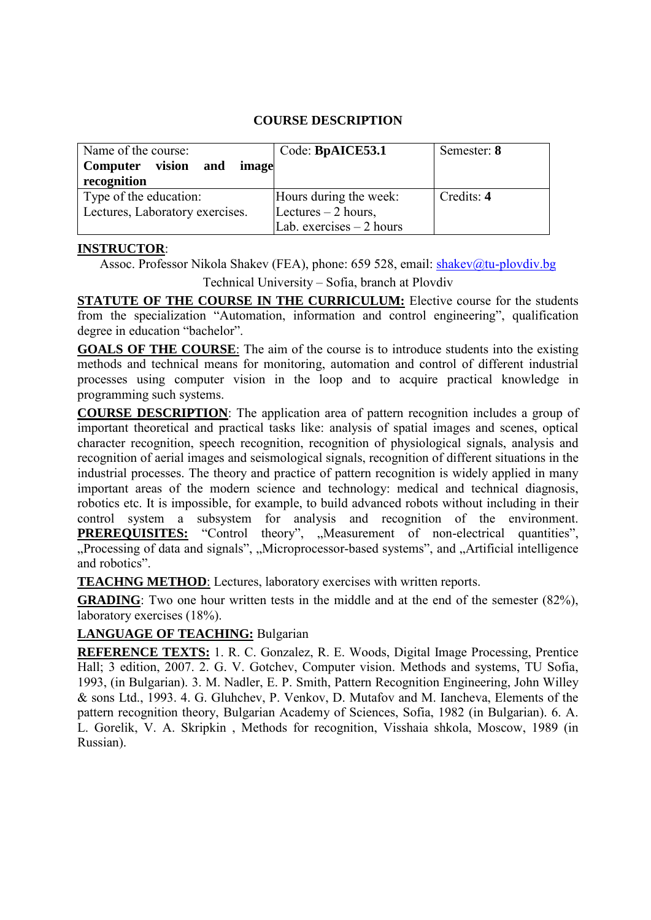## COURSE DESCRIPTION

| Name of the course: **Computer vision and image recognition** | Code: **BpAICE53.1** | Semester: **8** |
|---|---|---|
| Type of the education: Lectures, Laboratory exercises. | Hours during the week: Lectures – 2 hours, Lab. exercises – 2 hours | Credits: **4** |

**INSTRUCTOR**:

Assoc. Professor Nikola Shakev (FEA), phone: 659 528, email: shakev@tu-plovdiv.bg

Technical University – Sofia, branch at Plovdiv

**STATUTE OF THE COURSE IN THE CURRICULUM:** Elective course for the students from the specialization "Automation, information and control engineering", qualification degree in education "bachelor".

**GOALS OF THE COURSE**: The aim of the course is to introduce students into the existing methods and technical means for monitoring, automation and control of different industrial processes using computer vision in the loop and to acquire practical knowledge in programming such systems.

**COURSE DESCRIPTION**: The application area of pattern recognition includes a group of important theoretical and practical tasks like: analysis of spatial images and scenes, optical character recognition, speech recognition, recognition of physiological signals, analysis and recognition of aerial images and seismological signals, recognition of different situations in the industrial processes. The theory and practice of pattern recognition is widely applied in many important areas of the modern science and technology: medical and technical diagnosis, robotics etc. It is impossible, for example, to build advanced robots without including in their control system a subsystem for analysis and recognition of the environment.

**PREREQUISITES:** "Control theory", „Measurement of non-electrical quantities", „Processing of data and signals", „Microprocessor-based systems", and „Artificial intelligence and robotics".

**TEACHNG METHOD**: Lectures, laboratory exercises with written reports.

**GRADING**: Two one hour written tests in the middle and at the end of the semester (82%), laboratory exercises (18%).

**LANGUAGE OF TEACHING:** Bulgarian

**REFERENCE TEXTS:** 1. R. C. Gonzalez, R. E. Woods, Digital Image Processing, Prentice Hall; 3 edition, 2007. 2. G. V. Gotchev, Computer vision. Methods and systems, TU Sofia, 1993, (in Bulgarian). 3. M. Nadler, E. P. Smith, Pattern Recognition Engineering, John Willey & sons Ltd., 1993. 4. G. Gluhchev, P. Venkov, D. Mutafov and M. Iancheva, Elements of the pattern recognition theory, Bulgarian Academy of Sciences, Sofia, 1982 (in Bulgarian). 6. A. L. Gorelik, V. A. Skripkin , Methods for recognition, Visshaia shkola, Moscow, 1989 (in Russian).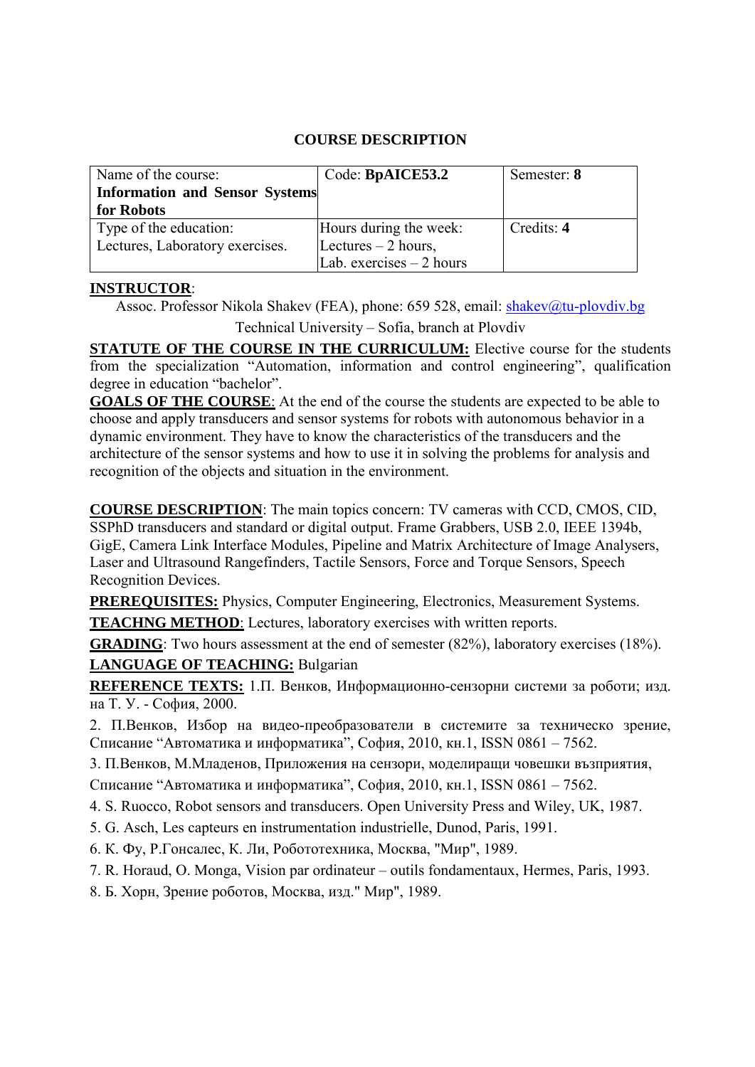## COURSE DESCRIPTION

| Name of the course:<br>**Information and Sensor Systems for Robots** | Code: **BpAICE53.2** | Semester: **8** |
|---|---|---|
| Type of the education:<br>Lectures, Laboratory exercises. | Hours during the week:<br>Lectures – 2 hours,<br>Lab. exercises – 2 hours | Credits: **4** |

**INSTRUCTOR**:

Assoc. Professor Nikola Shakev (FEA), phone: 659 528, email: shakev@tu-plovdiv.bg

Technical University – Sofia, branch at Plovdiv

**STATUTE OF THE COURSE IN THE CURRICULUM:** Elective course for the students from the specialization "Automation, information and control engineering", qualification degree in education "bachelor".

**GOALS OF THE COURSE**: At the end of the course the students are expected to be able to choose and apply transducers and sensor systems for robots with autonomous behavior in a dynamic environment. They have to know the characteristics of the transducers and the architecture of the sensor systems and how to use it in solving the problems for analysis and recognition of the objects and situation in the environment.

**COURSE DESCRIPTION**: The main topics concern: TV cameras with CCD, CMOS, CID, SSPhD transducers and standard or digital output. Frame Grabbers, USB 2.0, IEEE 1394b, GigE, Camera Link Interface Modules, Pipeline and Matrix Architecture of Image Analysers, Laser and Ultrasound Rangefinders, Tactile Sensors, Force and Torque Sensors, Speech Recognition Devices.

**PREREQUISITES:** Physics, Computer Engineering, Electronics, Measurement Systems.

**TEACHNG METHOD**: Lectures, laboratory exercises with written reports.

**GRADING**: Two hours assessment at the end of semester (82%), laboratory exercises (18%).

**LANGUAGE OF TEACHING:** Bulgarian

**REFERENCE TEXTS:** 1.П. Венков, Информационно-сензорни системи за роботи; изд. на Т. У. - София, 2000.

2. П.Венков, Избор на видео-преобразователи в системите за техническо зрение, Списание "Автоматика и информатика", София, 2010, кн.1, ISSN 0861 – 7562.

3. П.Венков, М.Младенов, Приложения на сензори, моделиращи човешки възприятия, Списание "Автоматика и информатика", София, 2010, кн.1, ISSN 0861 – 7562.

4. S. Ruocco, Robot sensors and transducers. Open University Press and Wiley, UK, 1987.

5. G. Asch, Les capteurs en instrumentation industrielle, Dunod, Paris, 1991.

6. К. Фу, Р.Гонсалес, К. Ли, Робототехника, Москва, "Мир", 1989.

7. R. Horaud, O. Monga, Vision par ordinateur – outils fondamentaux, Hermes, Paris, 1993.

8. Б. Хорн, Зрение роботов, Москва, изд." Мир", 1989.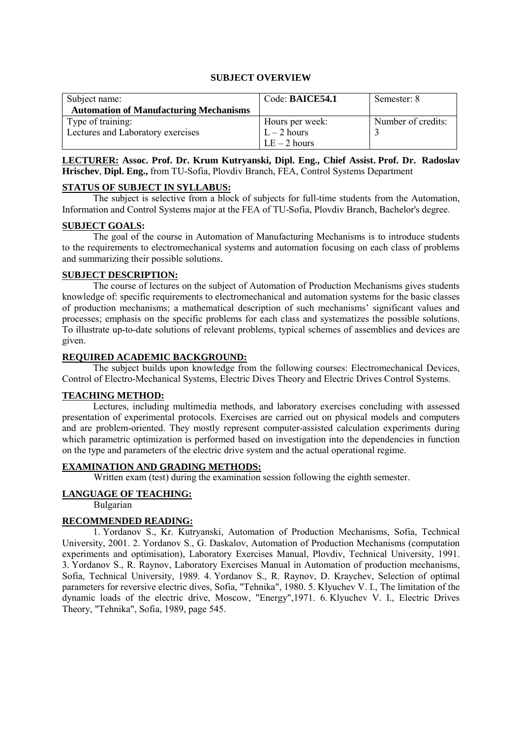**SUBJECT OVERVIEW**

| Subject name: **Automation of Manufacturing Mechanisms** | Code: **BAICE54.1** | Semester: 8 |
| --- | --- | --- |
| Type of training: Lectures and Laboratory exercises | Hours per week: L – 2 hours LE – 2 hours | Number of credits: 3 |

**LECTURER:** **Assoc. Prof. Dr. Krum Kutryanski, Dipl. Eng., Chief Assist. Prof. Dr. Radoslav Hrischev**, **Dipl. Eng.,** from TU-Sofia, Plovdiv Branch, FEA, Control Systems Department

**STATUS OF SUBJECT IN SYLLABUS:**

The subject is selective from a block of subjects for full-time students from the Automation, Information and Control Systems major at the FEA of TU-Sofia, Plovdiv Branch, Bachelor's degree.

**SUBJECT GOALS:**

The goal of the course in Automation of Manufacturing Mechanisms is to introduce students to the requirements to electromechanical systems and automation focusing on each class of problems and summarizing their possible solutions.

**SUBJECT DESCRIPTION:**

The course of lectures on the subject of Automation of Production Mechanisms gives students knowledge of: specific requirements to electromechanical and automation systems for the basic classes of production mechanisms; a mathematical description of such mechanisms' significant values and processes; emphasis on the specific problems for each class and systematizes the possible solutions. To illustrate up-to-date solutions of relevant problems, typical schemes of assemblies and devices are given.

**REQUIRED ACADEMIC BACKGROUND:**

The subject builds upon knowledge from the following courses: Electromechanical Devices, Control of Electro-Mechanical Systems, Electric Dives Theory and Electric Drives Control Systems.

**TEACHING METHOD:**

Lectures, including multimedia methods, and laboratory exercises concluding with assessed presentation of experimental protocols. Exercises are carried out on physical models and computers and are problem-oriented. They mostly represent computer-assisted calculation experiments during which parametric optimization is performed based on investigation into the dependencies in function on the type and parameters of the electric drive system and the actual operational regime.

**EXAMINATION AND GRADING METHODS:**

Written exam (test) during the examination session following the eighth semester.

**LANGUAGE OF TEACHING:**

Bulgarian

**RECOMMENDED READING:**

1. Yordanov S., Kr. Kutryanski, Automation of Production Mechanisms, Sofia, Technical University, 2001. 2. Yordanov S., G. Daskalov, Automation of Production Mechanisms (computation experiments and optimisation), Laboratory Exercises Manual, Plovdiv, Technical University, 1991. 3. Yordanov S., R. Raynov, Laboratory Exercises Manual in Automation of production mechanisms, Sofia, Technical University, 1989. 4. Yordanov S., R. Raynov, D. Kraychev, Selection of optimal parameters for reversive electric dives, Sofia, "Tehnika", 1980. 5. Klyuchev V. I., The limitation of the dynamic loads of the electric drive, Moscow, "Energy",1971. 6. Klyuchev V. I., Electric Drives Theory, "Tehnika", Sofia, 1989, page 545.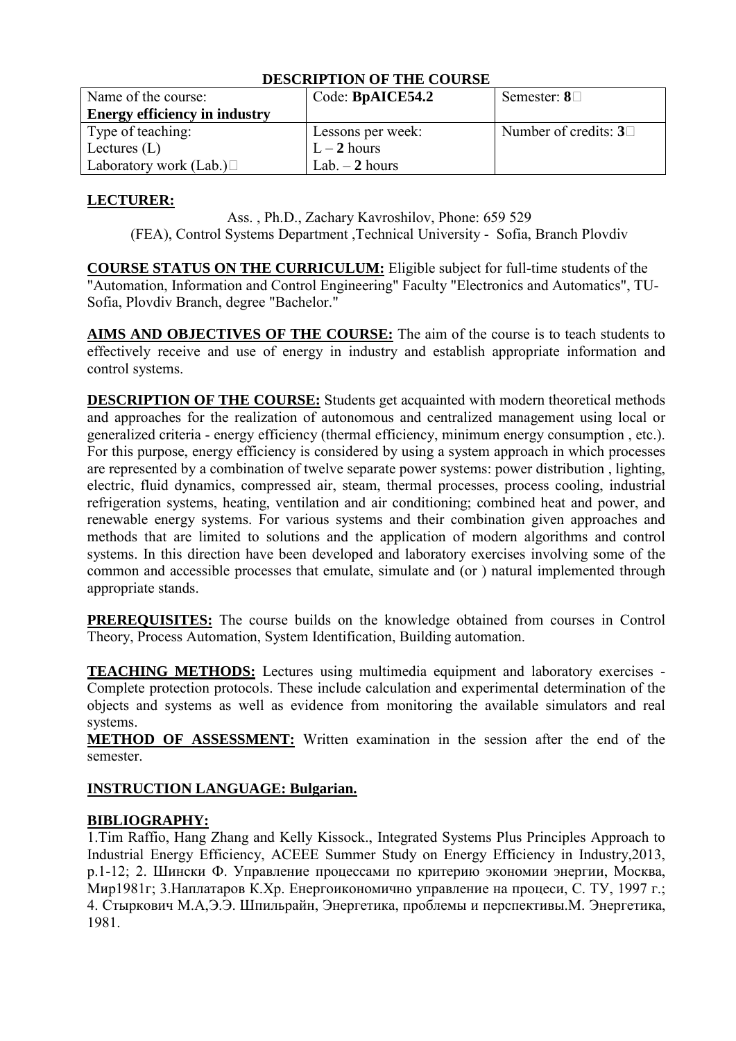**DESCRIPTION OF THE COURSE**

| Name of the course: **Energy efficiency in industry** | Code: **BpAICE54.2** | Semester: **8** |
|---|---|---|
| Type of teaching: Lectures (L) Laboratory work (Lab.) | Lessons per week: L – **2** hours Lab. – **2** hours | Number of credits: **3** |

**LECTURER:**

Ass. , Ph.D., Zachary Kavroshilov, Phone: 659 529
(FEA), Control Systems Department ,Technical University - Sofia, Branch Plovdiv

**COURSE STATUS ON THE CURRICULUM:** Eligible subject for full-time students of the "Automation, Information and Control Engineering" Faculty "Electronics and Automatics", TU-Sofia, Plovdiv Branch, degree "Bachelor."

**AIMS AND OBJECTIVES OF THE COURSE:** The aim of the course is to teach students to effectively receive and use of energy in industry and establish appropriate information and control systems.

**DESCRIPTION OF THE COURSE:** Students get acquainted with modern theoretical methods and approaches for the realization of autonomous and centralized management using local or generalized criteria - energy efficiency (thermal efficiency, minimum energy consumption , etc.). For this purpose, energy efficiency is considered by using a system approach in which processes are represented by a combination of twelve separate power systems: power distribution , lighting, electric, fluid dynamics, compressed air, steam, thermal processes, process cooling, industrial refrigeration systems, heating, ventilation and air conditioning; combined heat and power, and renewable energy systems. For various systems and their combination given approaches and methods that are limited to solutions and the application of modern algorithms and control systems. In this direction have been developed and laboratory exercises involving some of the common and accessible processes that emulate, simulate and (or ) natural implemented through appropriate stands.

**PREREQUISITES:** The course builds on the knowledge obtained from courses in Control Theory, Process Automation, System Identification, Building automation.

**TEACHING METHODS:** Lectures using multimedia equipment and laboratory exercises - Complete protection protocols. These include calculation and experimental determination of the objects and systems as well as evidence from monitoring the available simulators and real systems.

**METHOD OF ASSESSMENT:** Written examination in the session after the end of the semester.

**INSTRUCTION LANGUAGE: Bulgarian.**

**BIBLIOGRAPHY:**

1.Tim Raffio, Hang Zhang and Kelly Kissock., Integrated Systems Plus Principles Approach to Industrial Energy Efficiency, ACEEE Summer Study on Energy Efficiency in Industry,2013, p.1-12; 2. Шински Ф. Управление процессами по критерию экономии энергии, Москва, Мир1981г; 3.Наплатаров К.Хр. Енергоикономично управление на процеси, С. ТУ, 1997 г.; 4. Стыркович М.А,Э.Э. Шпильрайн, Энергетика, проблемы и перспективы.М. Энергетика, 1981.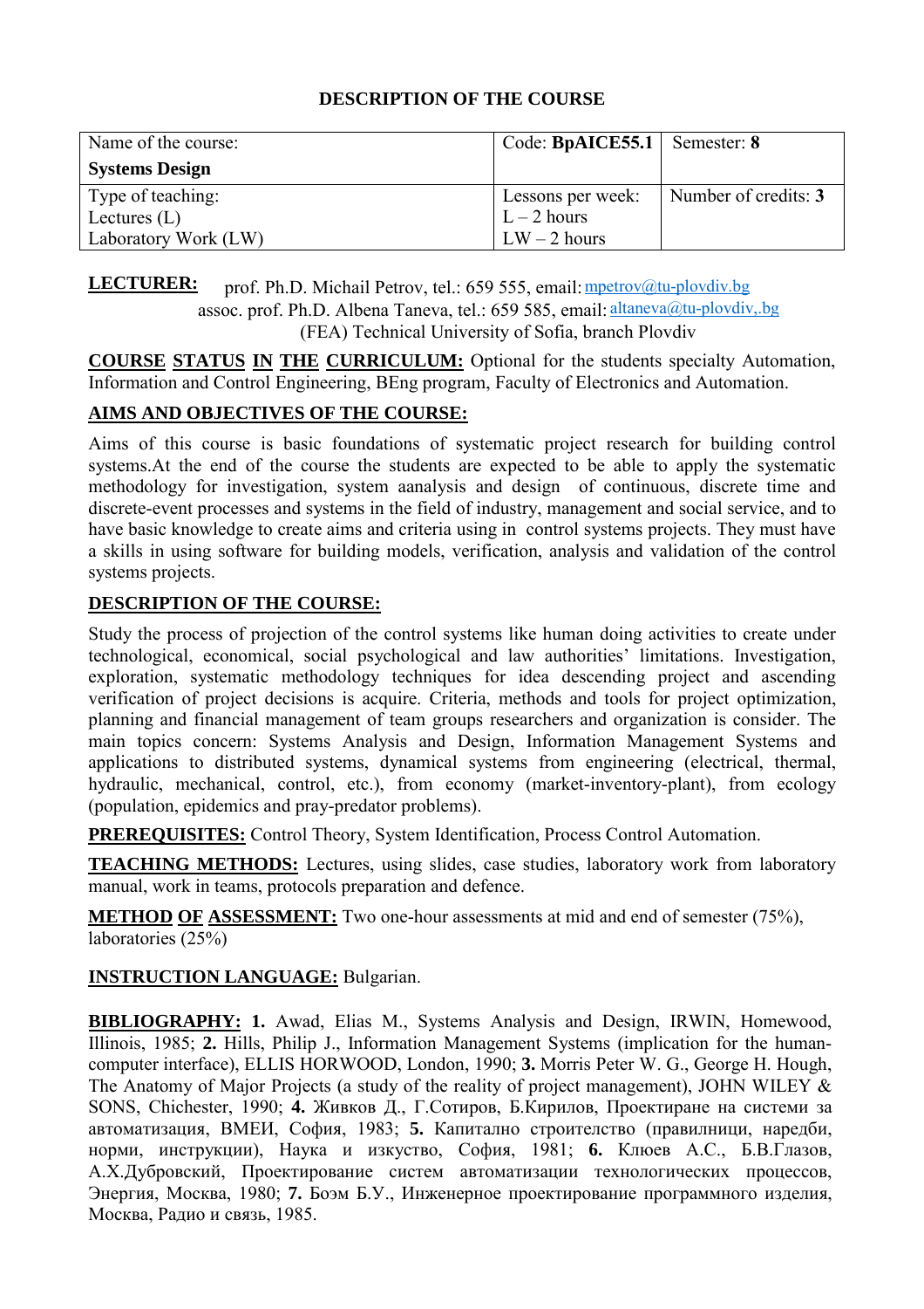## DESCRIPTION OF THE COURSE

| Name of the course: **Systems Design** | Code: **BpAICE55.1** | Semester: **8** |
|---|---|---|
| Type of teaching: Lectures (L) Laboratory Work (LW) | Lessons per week: L – 2 hours LW – 2 hours | Number of credits: **3** |

**LECTURER:** prof. Ph.D. Michail Petrov, tel.: 659 555, email: mpetrov@tu-plovdiv.bg
assoc. prof. Ph.D. Albena Taneva, tel.: 659 585, email: altaneva@tu-plovdiv,.bg
(FEA) Technical University of Sofia, branch Plovdiv

**COURSE STATUS IN THE CURRICULUM:** Optional for the students specialty Automation, Information and Control Engineering, BEng program, Faculty of Electronics and Automation.

**AIMS AND OBJECTIVES OF THE COURSE:**

Aims of this course is basic foundations of systematic project research for building control systems.At the end of the course the students are expected to be able to apply the systematic methodology for investigation, system aanalysis and design of continuous, discrete time and discrete-event processes and systems in the field of industry, management and social service, and to have basic knowledge to create aims and criteria using in control systems projects. They must have a skills in using software for building models, verification, analysis and validation of the control systems projects.

**DESCRIPTION OF THE COURSE:**

Study the process of projection of the control systems like human doing activities to create under technological, economical, social psychological and law authorities' limitations. Investigation, exploration, systematic methodology techniques for idea descending project and ascending verification of project decisions is acquire. Criteria, methods and tools for project optimization, planning and financial management of team groups researchers and organization is consider. The main topics concern: Systems Analysis and Design, Information Management Systems and applications to distributed systems, dynamical systems from engineering (electrical, thermal, hydraulic, mechanical, control, etc.), from economy (market-inventory-plant), from ecology (population, epidemics and pray-predator problems).

**PREREQUISITES:** Control Theory, System Identification, Process Control Automation.

**TEACHING METHODS:** Lectures, using slides, case studies, laboratory work from laboratory manual, work in teams, protocols preparation and defence.

**METHOD OF ASSESSMENT:** Two one-hour assessments at mid and end of semester (75%), laboratories (25%)

**INSTRUCTION LANGUAGE:** Bulgarian.

**BIBLIOGRAPHY:** **1.** Awad, Elias M., Systems Analysis and Design, IRWIN, Homewood, Illinois, 1985; **2.** Hills, Philip J., Information Management Systems (implication for the human-computer interface), ELLIS HORWOOD, London, 1990; **3.** Morris Peter W. G., George H. Hough, The Anatomy of Major Projects (a study of the reality of project management), JOHN WILEY & SONS, Chichester, 1990; **4.** Живков Д., Г.Сотиров, Б.Кирилов, Проектиране на системи за автоматизация, ВМЕИ, София, 1983; **5.** Капитално строителство (правилници, наредби, норми, инструкции), Наука и изкуство, София, 1981; **6.** Клюев А.С., Б.В.Глазов, А.Х.Дубровский, Проектирование систем автоматизации технологических процессов, Энергия, Москва, 1980; **7.** Боэм Б.У., Инженерное проектирование программного изделия, Москва, Радио и связь, 1985.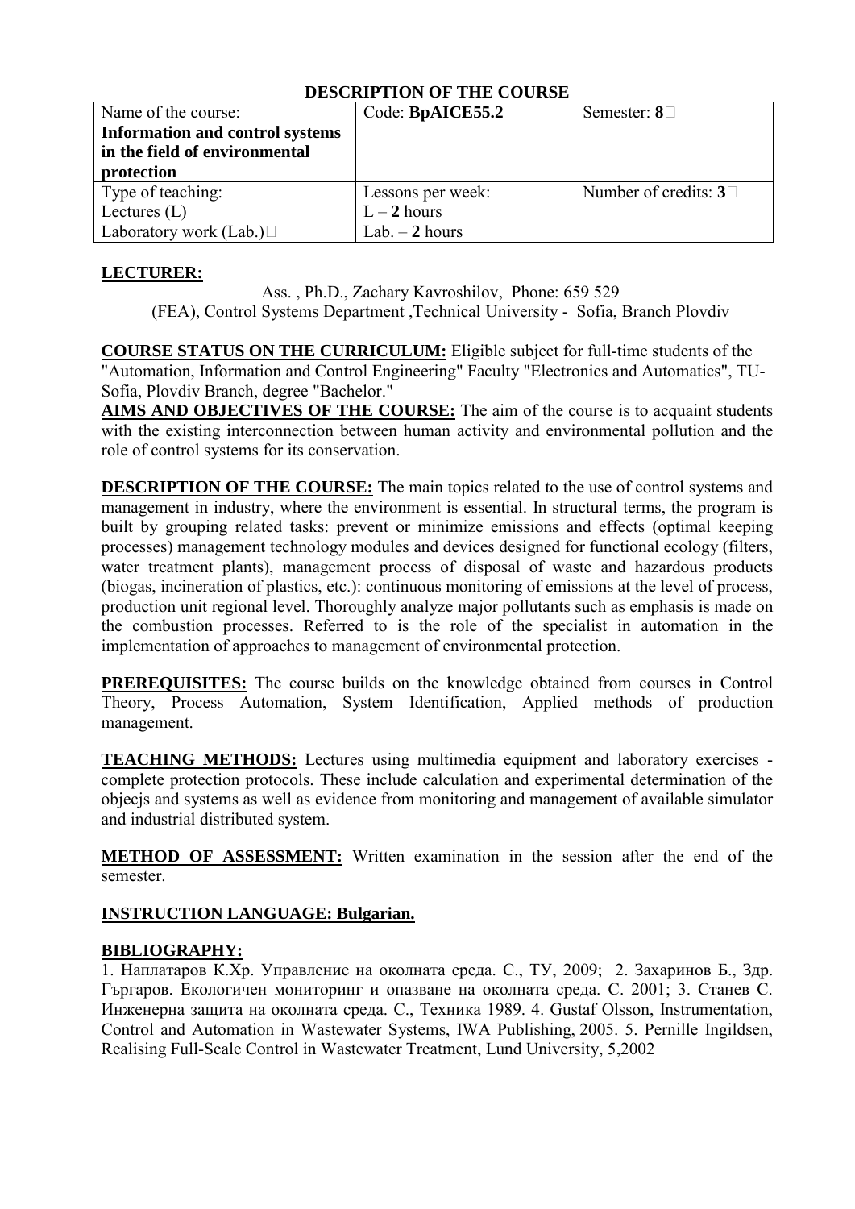## DESCRIPTION OF THE COURSE

| Name of the course: **Information and control systems in the field of environmental protection** | Code: **BpAICE55.2** | Semester: **8** |
|---|---|---|
| Type of teaching: Lectures (L) Laboratory work (Lab.) | Lessons per week: L – **2** hours Lab. – **2** hours | Number of credits: **3** |

**LECTURER:**

Ass. , Ph.D., Zachary Kavroshilov, Phone: 659 529
(FEA), Control Systems Department ,Technical University - Sofia, Branch Plovdiv

**COURSE STATUS ON THE CURRICULUM:** Eligible subject for full-time students of the "Automation, Information and Control Engineering" Faculty "Electronics and Automatics", TU-Sofia, Plovdiv Branch, degree "Bachelor."

**AIMS AND OBJECTIVES OF THE COURSE:** The aim of the course is to acquaint students with the existing interconnection between human activity and environmental pollution and the role of control systems for its conservation.

**DESCRIPTION OF THE COURSE:** The main topics related to the use of control systems and management in industry, where the environment is essential. In structural terms, the program is built by grouping related tasks: prevent or minimize emissions and effects (optimal keeping processes) management technology modules and devices designed for functional ecology (filters, water treatment plants), management process of disposal of waste and hazardous products (biogas, incineration of plastics, etc.): continuous monitoring of emissions at the level of process, production unit regional level. Thoroughly analyze major pollutants such as emphasis is made on the combustion processes. Referred to is the role of the specialist in automation in the implementation of approaches to management of environmental protection.

**PREREQUISITES:** The course builds on the knowledge obtained from courses in Control Theory, Process Automation, System Identification, Applied methods of production management.

**TEACHING METHODS:** Lectures using multimedia equipment and laboratory exercises - complete protection protocols. These include calculation and experimental determination of the objecjs and systems as well as evidence from monitoring and management of available simulator and industrial distributed system.

**METHOD OF ASSESSMENT:** Written examination in the session after the end of the semester.

**INSTRUCTION LANGUAGE: Bulgarian.**

**BIBLIOGRAPHY:**

1. Наплатаров К.Хр. Управление на околната среда. С., ТУ, 2009; 2. Захаринов Б., Здр. Гъргаров. Екологичен мониторинг и опазване на околната среда. С. 2001; 3. Станев С. Инженерна защита на околната среда. С., Техника 1989. 4. Gustaf Olsson, Instrumentation, Control and Automation in Wastewater Systems, IWA Publishing, 2005. 5. Pernille Ingildsen, Realising Full-Scale Control in Wastewater Treatment, Lund University, 5,2002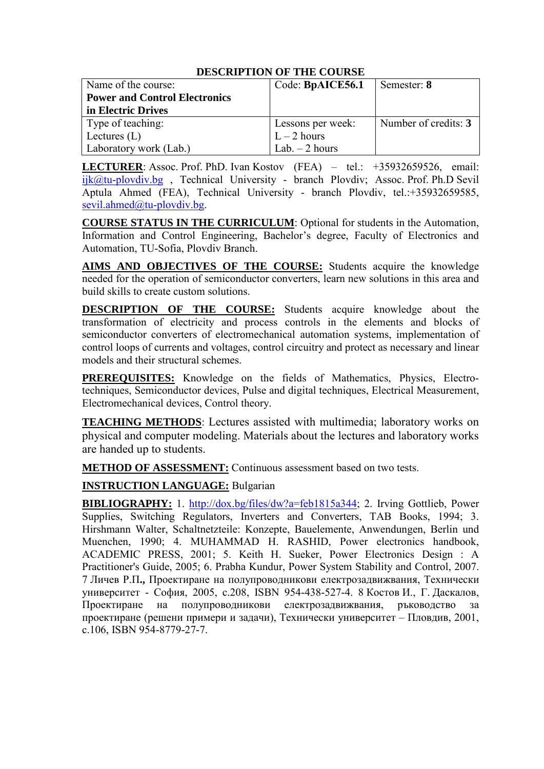### DESCRIPTION OF THE COURSE

| Name of the course: **Power and Control Electronics in Electric Drives** | Code: **BpAICE56.1** | Semester: **8** |
| --- | --- | --- |
| Type of teaching: Lectures (L) Laboratory work (Lab.) | Lessons per week: L – 2 hours Lab. – 2 hours | Number of credits: **3** |

**LECTURER**: Assoc. Prof. PhD. Ivan Kostov (FEA) – tel.: +35932659526, email: ijk@tu-plovdiv.bg , Technical University - branch Plovdiv; Assoc. Prof. Ph.D Sevil Aptula Ahmed (FEA), Technical University - branch Plovdiv, tel.:+35932659585, sevil.ahmed@tu-plovdiv.bg.

**COURSE STATUS IN THE CURRICULUM**: Optional for students in the Automation, Information and Control Engineering, Bachelor's degree, Faculty of Electronics and Automation, TU-Sofia, Plovdiv Branch.

**AIMS AND OBJECTIVES OF THE COURSE:** Students acquire the knowledge needed for the operation of semiconductor converters, learn new solutions in this area and build skills to create custom solutions.

**DESCRIPTION OF THE COURSE:** Students acquire knowledge about the transformation of electricity and process controls in the elements and blocks of semiconductor converters of electromechanical automation systems, implementation of control loops of currents and voltages, control circuitry and protect as necessary and linear models and their structural schemes.

**PREREQUISITES:** Knowledge on the fields of Mathematics, Physics, Electro-techniques, Semiconductor devices, Pulse and digital techniques, Electrical Measurement, Electromechanical devices, Control theory.

**TEACHING METHODS**: Lectures assisted with multimedia; laboratory works on physical and computer modeling. Materials about the lectures and laboratory works are handed up to students.

**METHOD OF ASSESSMENT:** Continuous assessment based on two tests.

**INSTRUCTION LANGUAGE:** Bulgarian

**BIBLIOGRAPHY:** 1. http://dox.bg/files/dw?a=feb1815a344; 2. Irving Gottlieb, Power Supplies, Switching Regulators, Inverters and Converters, TAB Books, 1994; 3. Hirshmann Walter, Schaltnetzteile: Konzepte, Bauelemente, Anwendungen, Berlin und Muenchen, 1990; 4. MUHAMMAD H. RASHID, Power electronics handbook, ACADEMIC PRESS, 2001; 5. Keith H. Sueker, Power Electronics Design : A Practitioner's Guide, 2005; 6. Prabha Kundur, Power System Stability and Control, 2007. 7 Личев Р.П.**,** Проектиране на полупроводникови електрозадвижвания, Технически университет - София, 2005, с.208, ISBN 954-438-527-4. 8 Костов И., Г. Даскалов, Проектиране на полупроводникови електрозадвижвания, ръководство за проектиране (решени примери и задачи), Технически университет – Пловдив, 2001, с.106, ISBN 954-8779-27-7.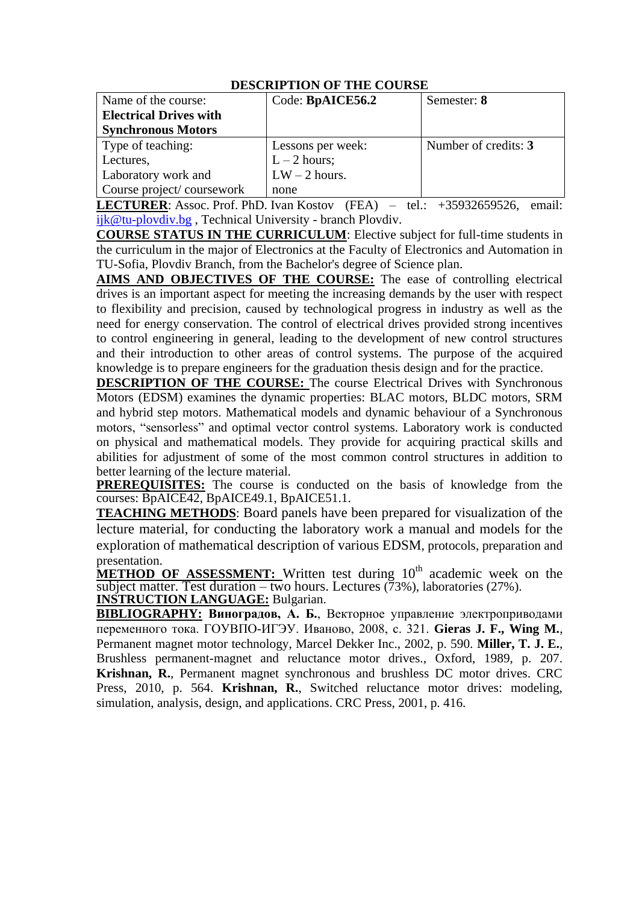## DESCRIPTION OF THE COURSE

| Name of the course: **Electrical Drives with Synchronous Motors** | Code: **BpAICE56.2** | Semester: **8** |
|---|---|---|
| Type of teaching: Lectures, Laboratory work and Course project/ coursework | Lessons per week: L – 2 hours; LW – 2 hours. none | Number of credits: **3** |

**LECTURER**: Assoc. Prof. PhD. Ivan Kostov (FEA) – tel.: +35932659526, email: ijk@tu-plovdiv.bg , Technical University - branch Plovdiv.

**COURSE STATUS IN THE CURRICULUM**: Elective subject for full-time students in the curriculum in the major of Electronics at the Faculty of Electronics and Automation in TU-Sofia, Plovdiv Branch, from the Bachelor's degree of Science plan.

**AIMS AND OBJECTIVES OF THE COURSE:** The ease of controlling electrical drives is an important aspect for meeting the increasing demands by the user with respect to flexibility and precision, caused by technological progress in industry as well as the need for energy conservation. The control of electrical drives provided strong incentives to control engineering in general, leading to the development of new control structures and their introduction to other areas of control systems. The purpose of the acquired knowledge is to prepare engineers for the graduation thesis design and for the practice.

**DESCRIPTION OF THE COURSE:** The course Electrical Drives with Synchronous Motors (EDSM) examines the dynamic properties: BLAC motors, BLDC motors, SRM and hybrid step motors. Mathematical models and dynamic behaviour of a Synchronous motors, "sensorless" and optimal vector control systems. Laboratory work is conducted on physical and mathematical models. They provide for acquiring practical skills and abilities for adjustment of some of the most common control structures in addition to better learning of the lecture material.

**PREREQUISITES:** The course is conducted on the basis of knowledge from the courses: BpAICE42, BpAICE49.1, BpAICE51.1.

**TEACHING METHODS**: Board panels have been prepared for visualization of the lecture material, for conducting the laboratory work a manual and models for the exploration of mathematical description of various EDSM, protocols, preparation and presentation.

**METHOD OF ASSESSMENT:** Written test during 10th academic week on the subject matter. Test duration – two hours. Lectures (73%), laboratories (27%).

**INSTRUCTION LANGUAGE:** Bulgarian.

**BIBLIOGRAPHY:** **Виноградов, А. Б.**, Векторное управление электроприводами переменного тока. ГОУВПО-ИГЭУ. Иваново, 2008, с. 321. **Gieras J. F., Wing M.**, Permanent magnet motor technology, Marcel Dekker Inc., 2002, p. 590. **Miller, T. J. E.**, Brushless permanent-magnet and reluctance motor drives., Oxford, 1989, p. 207. **Krishnan, R.**, Permanent magnet synchronous and brushless DC motor drives. CRC Press, 2010, p. 564. **Krishnan, R.**, Switched reluctance motor drives: modeling, simulation, analysis, design, and applications. CRC Press, 2001, p. 416.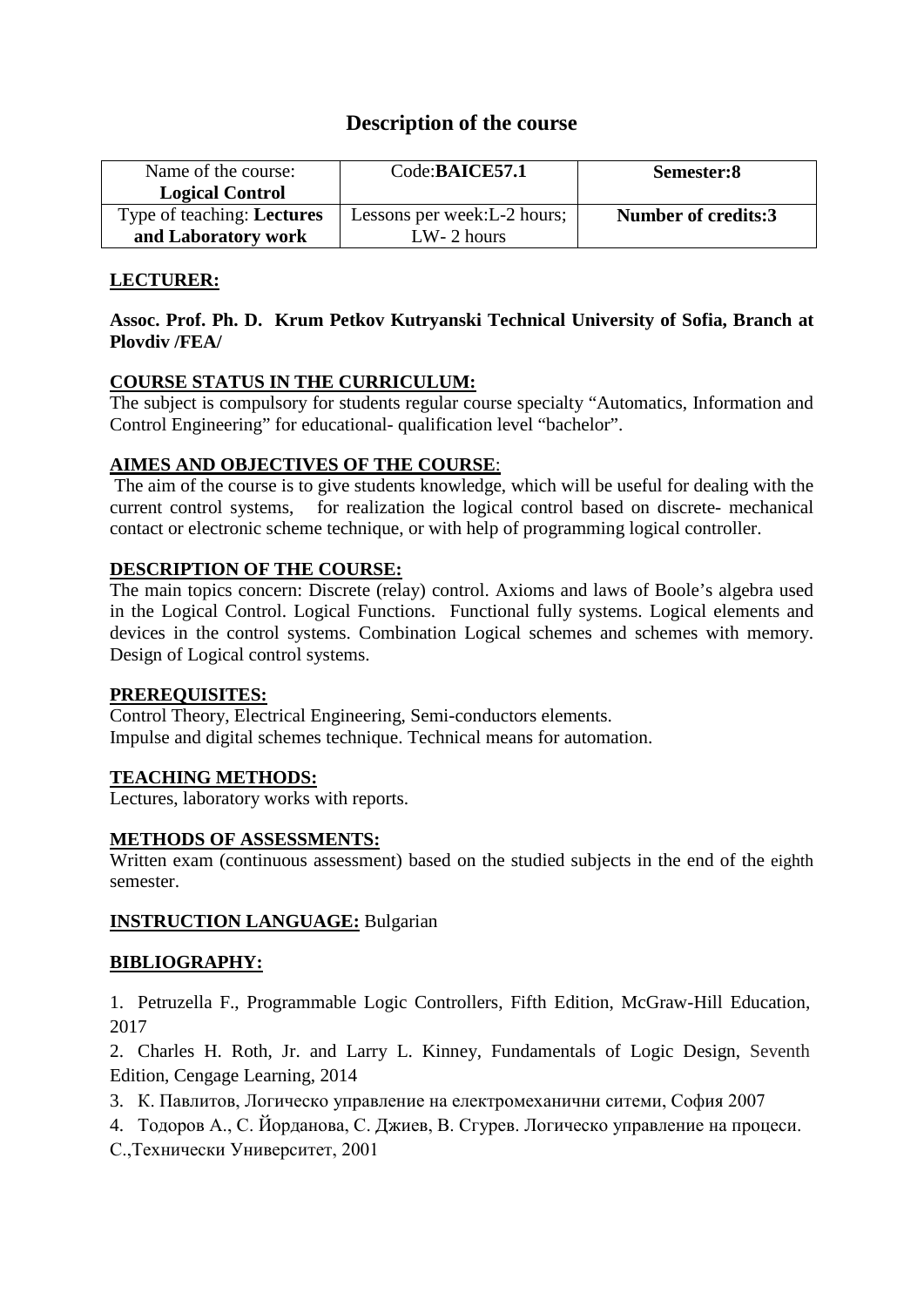# Description of the course

| Name of the course: **Logical Control** | Code:**BAICE57.1** | **Semester:8** |
|---|---|---|
| Type of teaching: **Lectures and Laboratory work** | Lessons per week:L-2 hours; LW- 2 hours | **Number of credits:3** |

**LECTURER:**

**Assoc. Prof. Ph. D. Krum Petkov Kutryanski Technical University of Sofia, Branch at Plovdiv /FEA/**

**COURSE STATUS IN THE CURRICULUM:**

The subject is compulsory for students regular course specialty "Automatics, Information and Control Engineering" for educational- qualification level "bachelor".

**AIMES AND OBJECTIVES OF THE COURSE**:

The aim of the course is to give students knowledge, which will be useful for dealing with the current control systems, for realization the logical control based on discrete- mechanical contact or electronic scheme technique, or with help of programming logical controller.

**DESCRIPTION OF THE COURSE:**

The main topics concern: Discrete (relay) control. Axioms and laws of Boole's algebra used in the Logical Control. Logical Functions. Functional fully systems. Logical elements and devices in the control systems. Combination Logical schemes and schemes with memory. Design of Logical control systems.

**PREREQUISITES:**

Control Theory, Electrical Engineering, Semi-conductors elements.
Impulse and digital schemes technique. Technical means for automation.

**TEACHING METHODS:**

Lectures, laboratory works with reports.

**METHODS OF ASSESSMENTS:**

Written exam (continuous assessment) based on the studied subjects in the end of the eighth semester.

**INSTRUCTION LANGUAGE:** Bulgarian

**BIBLIOGRAPHY:**

1. Petruzella F., Programmable Logic Controllers, Fifth Edition, McGraw-Hill Education, 2017
2. Charles H. Roth, Jr. and Larry L. Kinney, Fundamentals of Logic Design, Seventh Edition, Cengage Learning, 2014
3. К. Павлитов, Логическо управление на електромеханични ситеми, София 2007
4. Тодоров А., С. Йорданова, С. Джиев, В. Сгурев. Логическо управление на процеси. С.,Технически Университет, 2001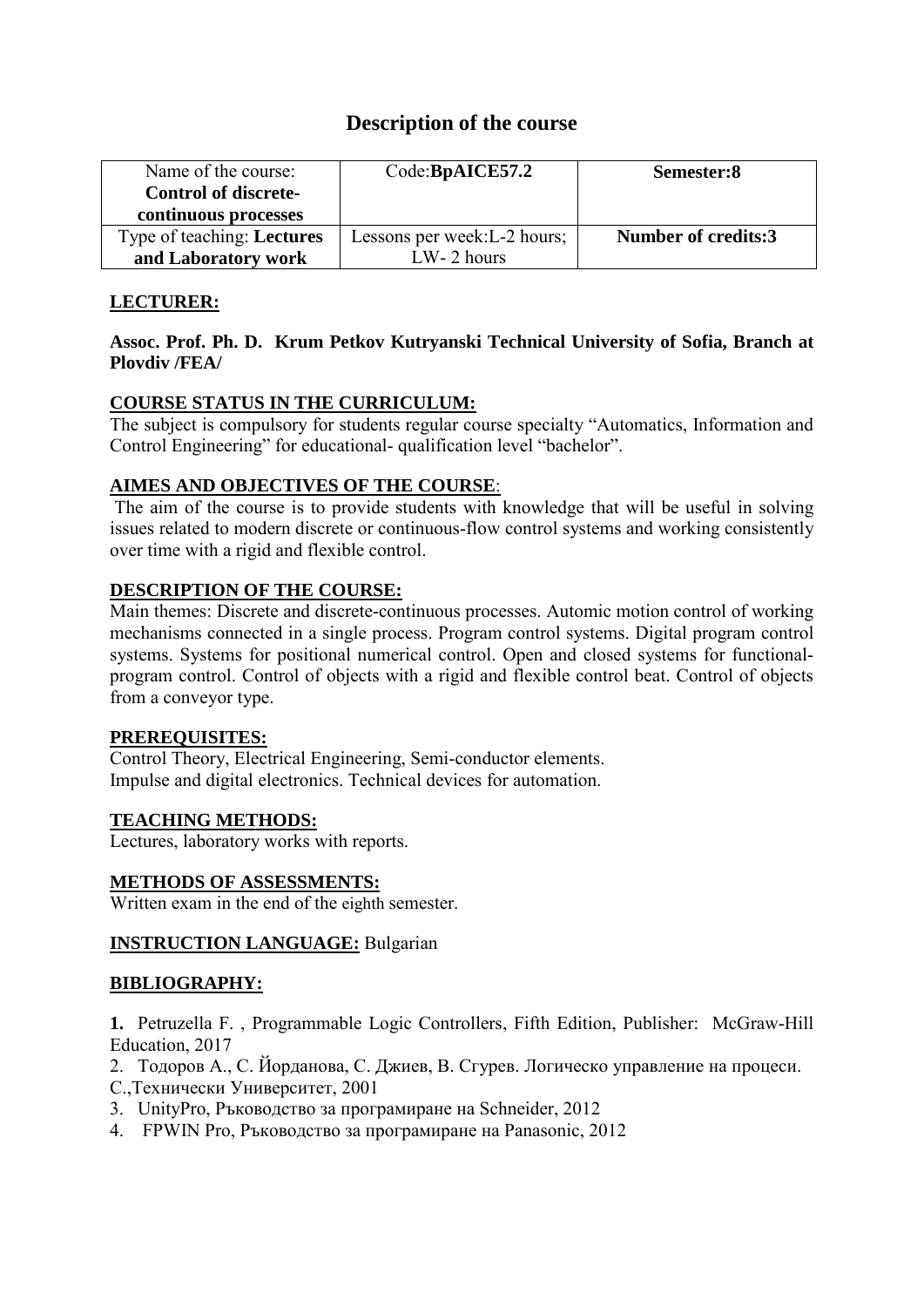# Description of the course

| Name of the course: **Control of discrete-continuous processes** | Code:**BpAICE57.2** | **Semester:8** |
|---|---|---|
| Type of teaching: **Lectures and Laboratory work** | Lessons per week:L-2 hours; LW- 2 hours | **Number of credits:3** |

## LECTURER:

**Assoc. Prof. Ph. D. Krum Petkov Kutryanski Technical University of Sofia, Branch at Plovdiv /FEA/**

## COURSE STATUS IN THE CURRICULUM:

The subject is compulsory for students regular course specialty "Automatics, Information and Control Engineering" for educational- qualification level "bachelor".

## AIMES AND OBJECTIVES OF THE COURSE:

The aim of the course is to provide students with knowledge that will be useful in solving issues related to modern discrete or continuous-flow control systems and working consistently over time with a rigid and flexible control.

## DESCRIPTION OF THE COURSE:

Main themes: Discrete and discrete-continuous processes. Automic motion control of working mechanisms connected in a single process. Program control systems. Digital program control systems. Systems for positional numerical control. Open and closed systems for functional-program control. Control of objects with a rigid and flexible control beat. Control of objects from a conveyor type.

## PREREQUISITES:

Control Theory, Electrical Engineering, Semi-conductor elements.
Impulse and digital electronics. Technical devices for automation.

## TEACHING METHODS:

Lectures, laboratory works with reports.

## METHODS OF ASSESSMENTS:

Written exam in the end of the eighth semester.

**INSTRUCTION LANGUAGE:** Bulgarian

## BIBLIOGRAPHY:

**1.** Petruzella F. , Programmable Logic Controllers, Fifth Edition, Publisher: McGraw-Hill Education, 2017

2. Тодоров А., С. Йорданова, С. Джиев, В. Сгурев. Логическо управление на процеси. С.,Технически Университет, 2001

3. UnityPro, Ръководство за програмиране на Schneider, 2012

4. FPWIN Pro, Ръководство за програмиране на Panasonic, 2012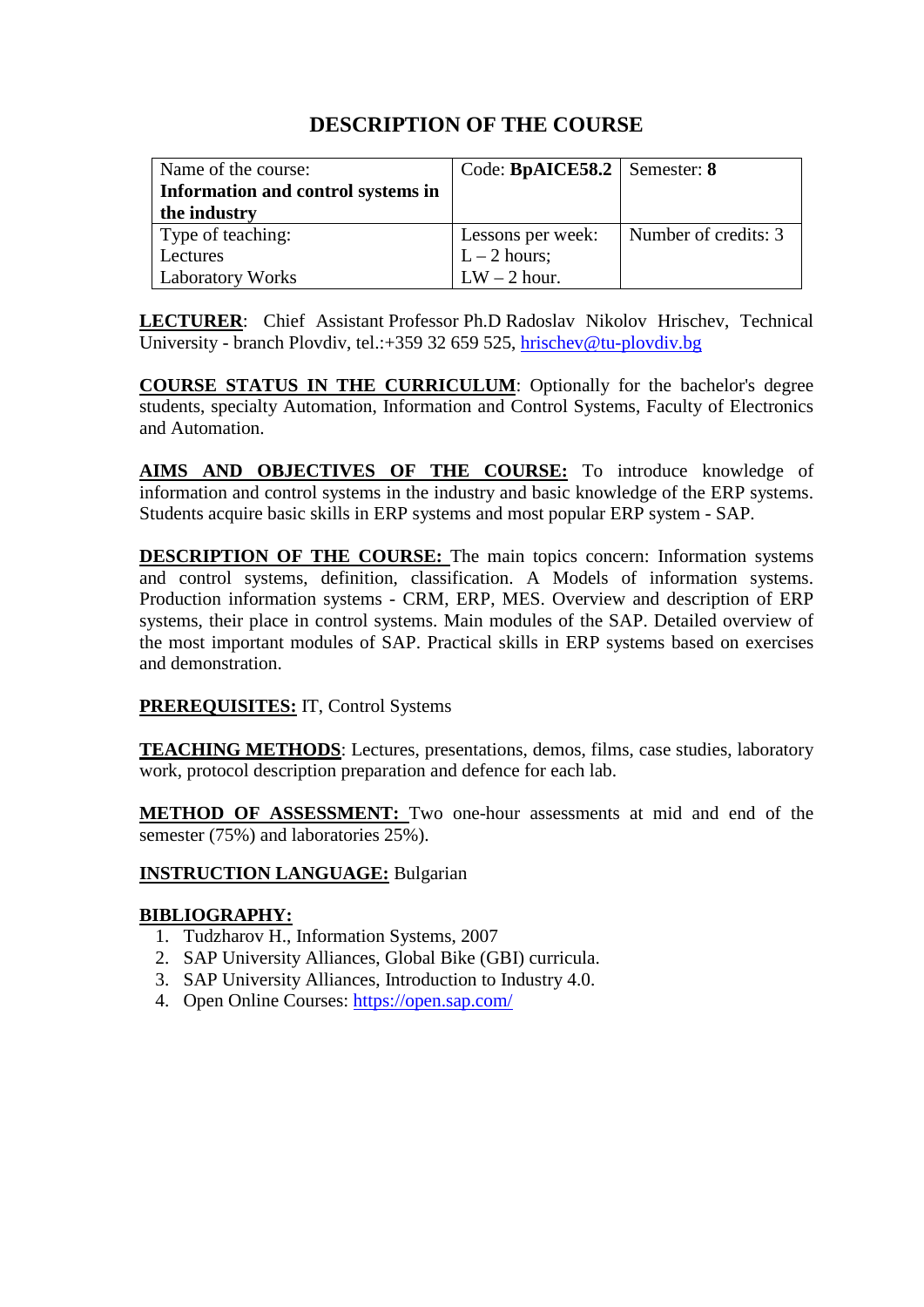# DESCRIPTION OF THE COURSE

| | | |
|---|---|---|
| Name of the course: **Information and control systems in the industry** | Code: **BpAICE58.2** | Semester: **8** |
| Type of teaching: Lectures Laboratory Works | Lessons per week: L – 2 hours; LW – 2 hour. | Number of credits: 3 |

**LECTURER**: Chief Assistant Professor Ph.D Radoslav Nikolov Hrischev, Technical University - branch Plovdiv, tel.:+359 32 659 525, hrischev@tu-plovdiv.bg

**COURSE STATUS IN THE CURRICULUM**: Optionally for the bachelor's degree students, specialty Automation, Information and Control Systems, Faculty of Electronics and Automation.

**AIMS AND OBJECTIVES OF THE COURSE:** To introduce knowledge of information and control systems in the industry and basic knowledge of the ERP systems. Students acquire basic skills in ERP systems and most popular ERP system - SAP.

**DESCRIPTION OF THE COURSE:** The main topics concern: Information systems and control systems, definition, classification. A Models of information systems. Production information systems - CRM, ERP, MES. Overview and description of ERP systems, their place in control systems. Main modules of the SAP. Detailed overview of the most important modules of SAP. Practical skills in ERP systems based on exercises and demonstration.

**PREREQUISITES:** IT, Control Systems

**TEACHING METHODS**: Lectures, presentations, demos, films, case studies, laboratory work, protocol description preparation and defence for each lab.

**METHOD OF ASSESSMENT:** Two one-hour assessments at mid and end of the semester (75%) and laboratories 25%).

**INSTRUCTION LANGUAGE:** Bulgarian

**BIBLIOGRAPHY:**

1. Tudzharov H., Information Systems, 2007
2. SAP University Alliances, Global Bike (GBI) curricula.
3. SAP University Alliances, Introduction to Industry 4.0.
4. Open Online Courses: https://open.sap.com/